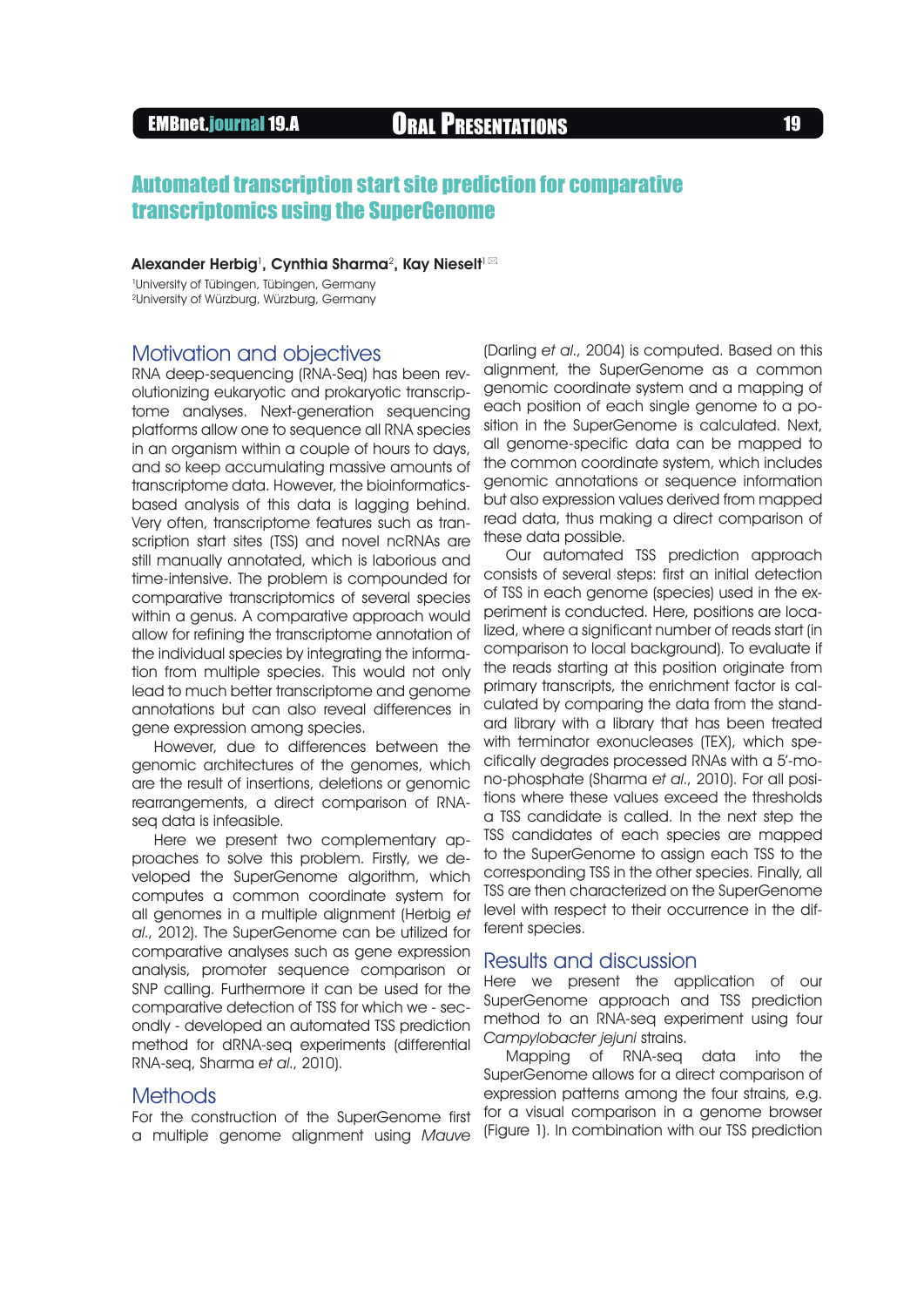# Automated transcription start site prediction for comparative transcriptomics using the SuperGenome

**Alexander Herbig**[1], **Cynthia Sharma**[2], **Kay Nieselt**[1] ✉

[1]University of Tübingen, Tübingen, Germany
[2]University of Würzburg, Würzburg, Germany

## Motivation and objectives

RNA deep-sequencing (RNA-Seq) has been revolutionizing eukaryotic and prokaryotic transcriptome analyses. Next-generation sequencing platforms allow one to sequence all RNA species in an organism within a couple of hours to days, and so keep accumulating massive amounts of transcriptome data. However, the bioinformatics-based analysis of this data is lagging behind. Very often, transcriptome features such as transcription start sites (TSS) and novel ncRNAs are still manually annotated, which is laborious and time-intensive. The problem is compounded for comparative transcriptomics of several species within a genus. A comparative approach would allow for refining the transcriptome annotation of the individual species by integrating the information from multiple species. This would not only lead to much better transcriptome and genome annotations but can also reveal differences in gene expression among species.

However, due to differences between the genomic architectures of the genomes, which are the result of insertions, deletions or genomic rearrangements, a direct comparison of RNA-seq data is infeasible.

Here we present two complementary approaches to solve this problem. Firstly, we developed the SuperGenome algorithm, which computes a common coordinate system for all genomes in a multiple alignment (Herbig *et al.*, 2012). The SuperGenome can be utilized for comparative analyses such as gene expression analysis, promoter sequence comparison or SNP calling. Furthermore it can be used for the comparative detection of TSS for which we - secondly - developed an automated TSS prediction method for dRNA-seq experiments (differential RNA-seq, Sharma *et al.*, 2010).

## Methods

For the construction of the SuperGenome first a multiple genome alignment using *Mauve* (Darling *et al.*, 2004) is computed. Based on this alignment, the SuperGenome as a common genomic coordinate system and a mapping of each position of each single genome to a position in the SuperGenome is calculated. Next, all genome-specific data can be mapped to the common coordinate system, which includes genomic annotations or sequence information but also expression values derived from mapped read data, thus making a direct comparison of these data possible.

Our automated TSS prediction approach consists of several steps: first an initial detection of TSS in each genome (species) used in the experiment is conducted. Here, positions are localized, where a significant number of reads start (in comparison to local background). To evaluate if the reads starting at this position originate from primary transcripts, the enrichment factor is calculated by comparing the data from the standard library with a library that has been treated with terminator exonucleases (TEX), which specifically degrades processed RNAs with a 5'-mono-phosphate (Sharma *et al.*, 2010). For all positions where these values exceed the thresholds a TSS candidate is called. In the next step the TSS candidates of each species are mapped to the SuperGenome to assign each TSS to the corresponding TSS in the other species. Finally, all TSS are then characterized on the SuperGenome level with respect to their occurrence in the different species.

## Results and discussion

Here we present the application of our SuperGenome approach and TSS prediction method to an RNA-seq experiment using four *Campylobacter jejuni* strains.

Mapping of RNA-seq data into the SuperGenome allows for a direct comparison of expression patterns among the four strains, e.g. for a visual comparison in a genome browser (Figure 1). In combination with our TSS prediction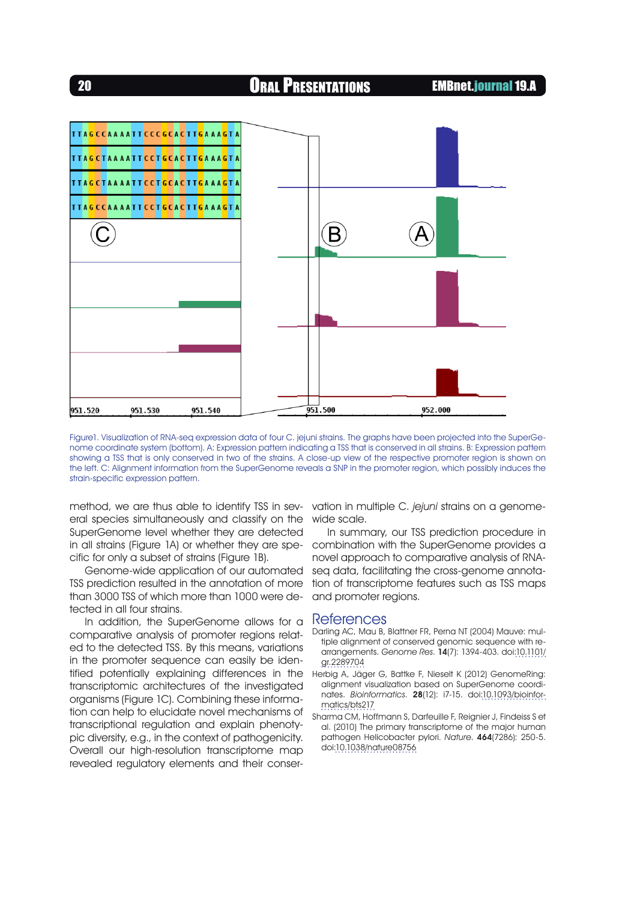TTAGCCAAAATTCCCGCACTTGAAAGTA

TTAGCTAAAATTCCTGCACTTGAAAGTA

TTAGCTAAAATTCCTGCACTTGAAAGTA

TTAGCCAAAATTCCTGCACTTGAAAGTA

C

B

A

951.520 951.530 951.540

951.500 952.000

Figure1. Visualization of RNA-seq expression data of four C. jejuni strains. The graphs have been projected into the SuperGenome coordinate system (bottom). A: Expression pattern indicating a TSS that is conserved in all strains. B: Expression pattern showing a TSS that is only conserved in two of the strains. A close-up view of the respective promoter region is shown on the left. C: Alignment information from the SuperGenome reveals a SNP in the promoter region, which possibly induces the strain-specific expression pattern.

method, we are thus able to identify TSS in several species simultaneously and classify on the SuperGenome level whether they are detected in all strains (Figure 1A) or whether they are specific for only a subset of strains (Figure 1B).

Genome-wide application of our automated TSS prediction resulted in the annotation of more than 3000 TSS of which more than 1000 were detected in all four strains.

In addition, the SuperGenome allows for a comparative analysis of promoter regions related to the detected TSS. By this means, variations in the promoter sequence can easily be identified potentially explaining differences in the transcriptomic architectures of the investigated organisms (Figure 1C). Combining these information can help to elucidate novel mechanisms of transcriptional regulation and explain phenotypic diversity, e.g., in the context of pathogenicity. Overall our high-resolution transcriptome map revealed regulatory elements and their conservation in multiple C. *jejuni* strains on a genome-wide scale.

In summary, our TSS prediction procedure in combination with the SuperGenome provides a novel approach to comparative analysis of RNA-seq data, facilitating the cross-genome annotation of transcriptome features such as TSS maps and promoter regions.

## References

Darling AC, Mau B, Blattner FR, Perna NT (2004) Mauve: multiple alignment of conserved genomic sequence with rearrangements. *Genome Res.* **14**(7): 1394-403. doi:10.1101/gr.2289704

Herbig A, Jäger G, Battke F, Nieselt K (2012) GenomeRing: alignment visualization based on SuperGenome coordinates. *Bioinformatics.* **28**(12): i7-15. doi:10.1093/bioinformatics/bts217

Sharma CM, Hoffmann S, Darfeuille F, Reignier J, Findeiss S et al. (2010) The primary transcriptome of the major human pathogen Helicobacter pylori. *Nature.* **464**(7286): 250-5. doi:10.1038/nature08756